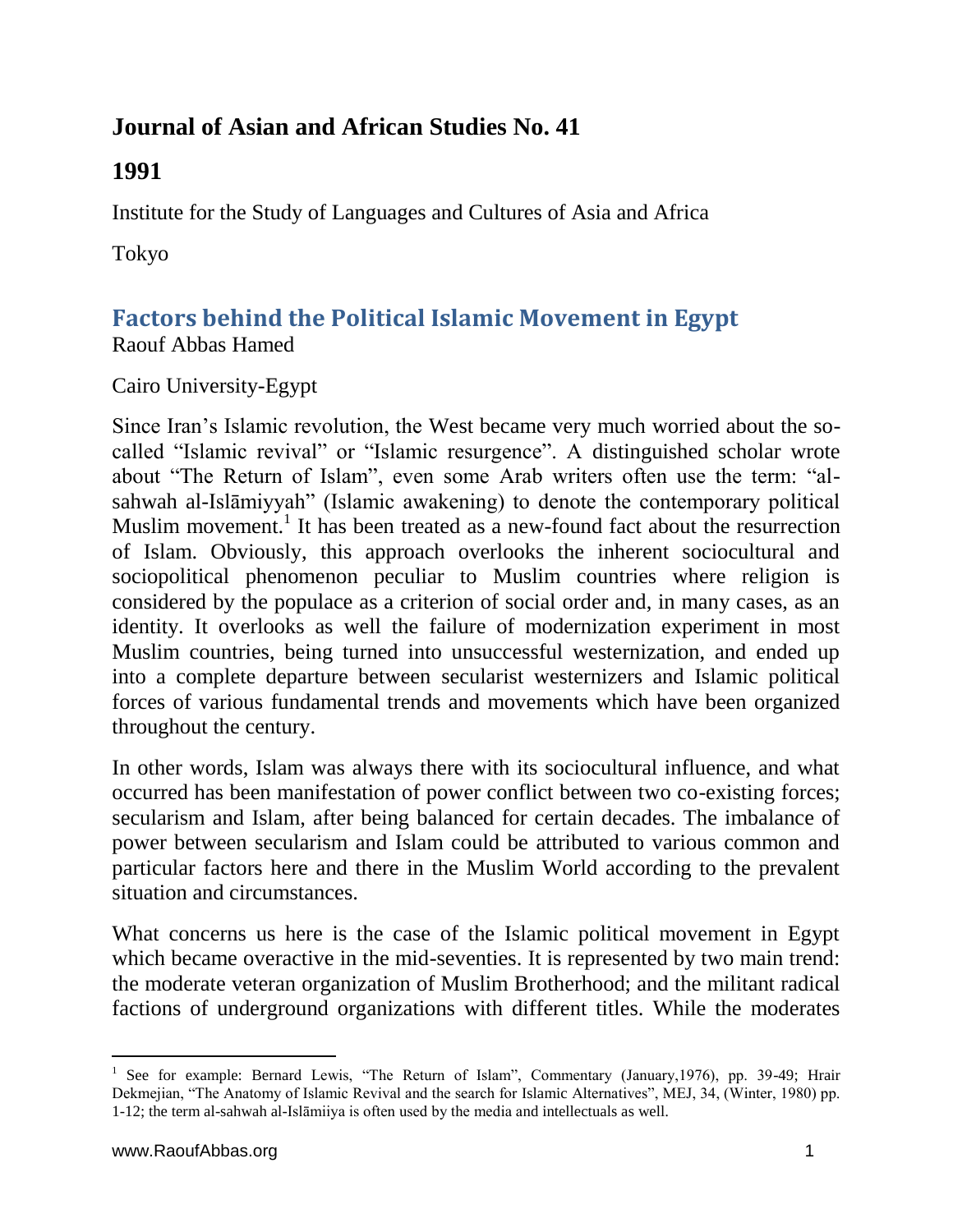# Journal of Asian and African Studies No. 41

## 1991

Institute for the Study of Languages and Cultures of Asia and Africa

Tokyo

## Factors behind the Political Islamic Movement in Egypt

Raouf Abbas Hamed

Cairo University-Egypt

Since Iran's Islamic revolution, the West became very much worried about the so-called "Islamic revival" or "Islamic resurgence". A distinguished scholar wrote about "The Return of Islam", even some Arab writers often use the term: "al-sahwah al-Islāmiyyah" (Islamic awakening) to denote the contemporary political Muslim movement.[1] It has been treated as a new-found fact about the resurrection of Islam. Obviously, this approach overlooks the inherent sociocultural and sociopolitical phenomenon peculiar to Muslim countries where religion is considered by the populace as a criterion of social order and, in many cases, as an identity. It overlooks as well the failure of modernization experiment in most Muslim countries, being turned into unsuccessful westernization, and ended up into a complete departure between secularist westernizers and Islamic political forces of various fundamental trends and movements which have been organized throughout the century.

In other words, Islam was always there with its sociocultural influence, and what occurred has been manifestation of power conflict between two co-existing forces; secularism and Islam, after being balanced for certain decades. The imbalance of power between secularism and Islam could be attributed to various common and particular factors here and there in the Muslim World according to the prevalent situation and circumstances.

What concerns us here is the case of the Islamic political movement in Egypt which became overactive in the mid-seventies. It is represented by two main trend: the moderate veteran organization of Muslim Brotherhood; and the militant radical factions of underground organizations with different titles. While the moderates

[1] See for example: Bernard Lewis, "The Return of Islam", Commentary (January,1976), pp. 39-49; Hrair Dekmejian, "The Anatomy of Islamic Revival and the search for Islamic Alternatives", MEJ, 34, (Winter, 1980) pp. 1-12; the term al-sahwah al-Islāmiiya is often used by the media and intellectuals as well.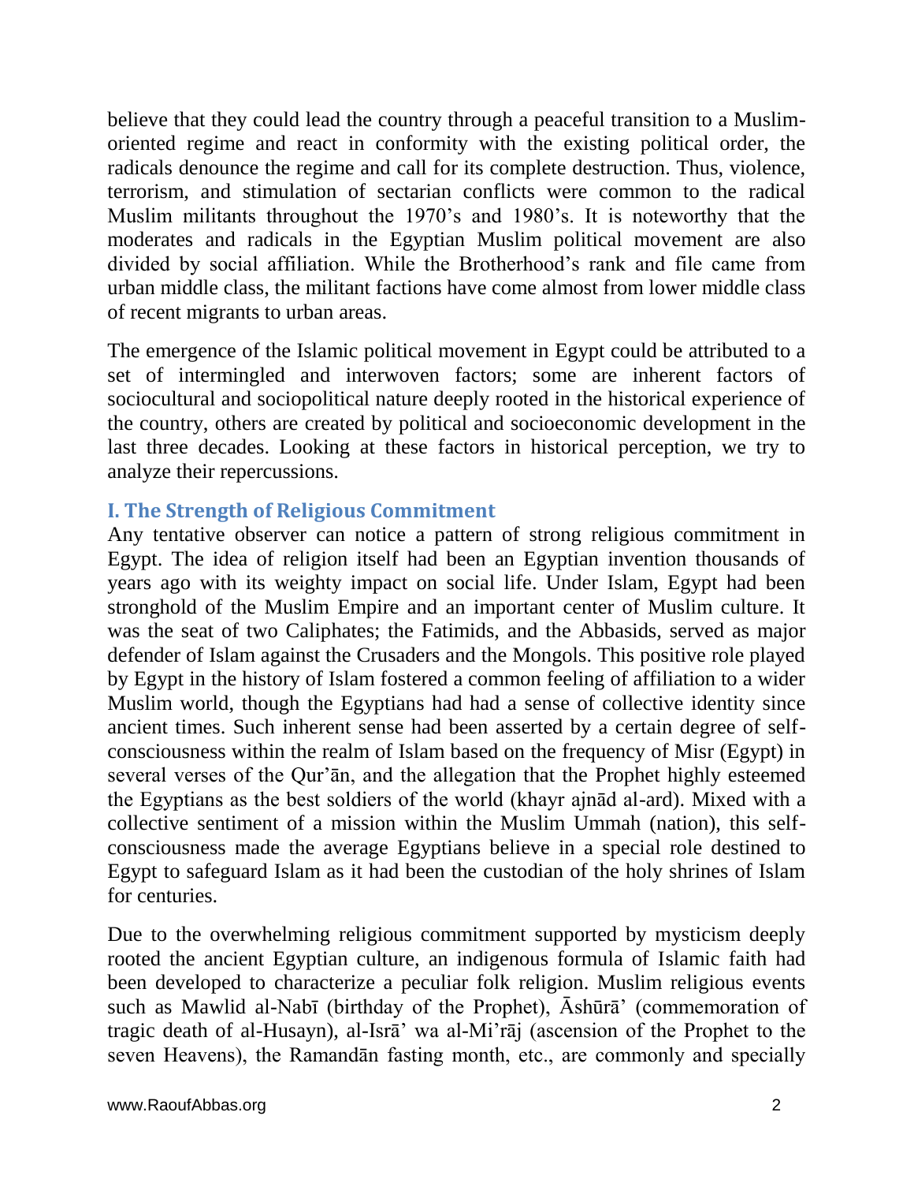believe that they could lead the country through a peaceful transition to a Muslim-oriented regime and react in conformity with the existing political order, the radicals denounce the regime and call for its complete destruction. Thus, violence, terrorism, and stimulation of sectarian conflicts were common to the radical Muslim militants throughout the 1970's and 1980's. It is noteworthy that the moderates and radicals in the Egyptian Muslim political movement are also divided by social affiliation. While the Brotherhood's rank and file came from urban middle class, the militant factions have come almost from lower middle class of recent migrants to urban areas.

The emergence of the Islamic political movement in Egypt could be attributed to a set of intermingled and interwoven factors; some are inherent factors of sociocultural and sociopolitical nature deeply rooted in the historical experience of the country, others are created by political and socioeconomic development in the last three decades. Looking at these factors in historical perception, we try to analyze their repercussions.

## I. The Strength of Religious Commitment

Any tentative observer can notice a pattern of strong religious commitment in Egypt. The idea of religion itself had been an Egyptian invention thousands of years ago with its weighty impact on social life. Under Islam, Egypt had been stronghold of the Muslim Empire and an important center of Muslim culture. It was the seat of two Caliphates; the Fatimids, and the Abbasids, served as major defender of Islam against the Crusaders and the Mongols. This positive role played by Egypt in the history of Islam fostered a common feeling of affiliation to a wider Muslim world, though the Egyptians had had a sense of collective identity since ancient times. Such inherent sense had been asserted by a certain degree of self-consciousness within the realm of Islam based on the frequency of Misr (Egypt) in several verses of the Qur'ān, and the allegation that the Prophet highly esteemed the Egyptians as the best soldiers of the world (khayr ajnād al-ard). Mixed with a collective sentiment of a mission within the Muslim Ummah (nation), this self-consciousness made the average Egyptians believe in a special role destined to Egypt to safeguard Islam as it had been the custodian of the holy shrines of Islam for centuries.

Due to the overwhelming religious commitment supported by mysticism deeply rooted the ancient Egyptian culture, an indigenous formula of Islamic faith had been developed to characterize a peculiar folk religion. Muslim religious events such as Mawlid al-Nabī (birthday of the Prophet), Āshūrā' (commemoration of tragic death of al-Husayn), al-Isrā' wa al-Mi'rāj (ascension of the Prophet to the seven Heavens), the Ramandān fasting month, etc., are commonly and specially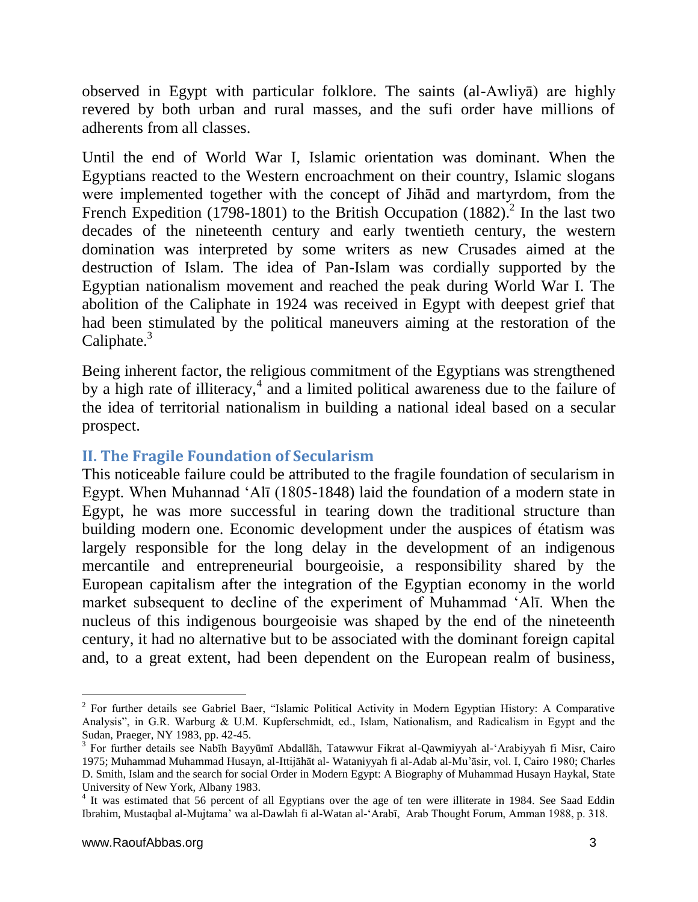observed in Egypt with particular folklore. The saints (al-Awliyā) are highly revered by both urban and rural masses, and the sufi order have millions of adherents from all classes.

Until the end of World War I, Islamic orientation was dominant. When the Egyptians reacted to the Western encroachment on their country, Islamic slogans were implemented together with the concept of Jihād and martyrdom, from the French Expedition (1798-1801) to the British Occupation (1882).[2] In the last two decades of the nineteenth century and early twentieth century, the western domination was interpreted by some writers as new Crusades aimed at the destruction of Islam. The idea of Pan-Islam was cordially supported by the Egyptian nationalism movement and reached the peak during World War I. The abolition of the Caliphate in 1924 was received in Egypt with deepest grief that had been stimulated by the political maneuvers aiming at the restoration of the Caliphate.[3]

Being inherent factor, the religious commitment of the Egyptians was strengthened by a high rate of illiteracy,[4] and a limited political awareness due to the failure of the idea of territorial nationalism in building a national ideal based on a secular prospect.

## II. The Fragile Foundation of Secularism

This noticeable failure could be attributed to the fragile foundation of secularism in Egypt. When Muhannad ʻAlī (1805-1848) laid the foundation of a modern state in Egypt, he was more successful in tearing down the traditional structure than building modern one. Economic development under the auspices of étatism was largely responsible for the long delay in the development of an indigenous mercantile and entrepreneurial bourgeoisie, a responsibility shared by the European capitalism after the integration of the Egyptian economy in the world market subsequent to decline of the experiment of Muhammad ʻAlī. When the nucleus of this indigenous bourgeoisie was shaped by the end of the nineteenth century, it had no alternative but to be associated with the dominant foreign capital and, to a great extent, had been dependent on the European realm of business,

---

[2] For further details see Gabriel Baer, "Islamic Political Activity in Modern Egyptian History: A Comparative Analysis", in G.R. Warburg & U.M. Kupferschmidt, ed., Islam, Nationalism, and Radicalism in Egypt and the Sudan, Praeger, NY 1983, pp. 42-45.

[3] For further details see Nabīh Bayyūmī Abdallāh, Tatawwur Fikrat al-Qawmiyyah al-ʻArabiyyah fī Misr, Cairo 1975; Muhammad Muhammad Husayn, al-Ittijāhāt al- Wataniyyah fi al-Adab al-Mu'āsir, vol. I, Cairo 1980; Charles D. Smith, Islam and the search for social Order in Modern Egypt: A Biography of Muhammad Husayn Haykal, State University of New York, Albany 1983.

[4] It was estimated that 56 percent of all Egyptians over the age of ten were illiterate in 1984. See Saad Eddin Ibrahim, Mustaqbal al-Mujtama' wa al-Dawlah fi al-Watan al-ʻArabī, Arab Thought Forum, Amman 1988, p. 318.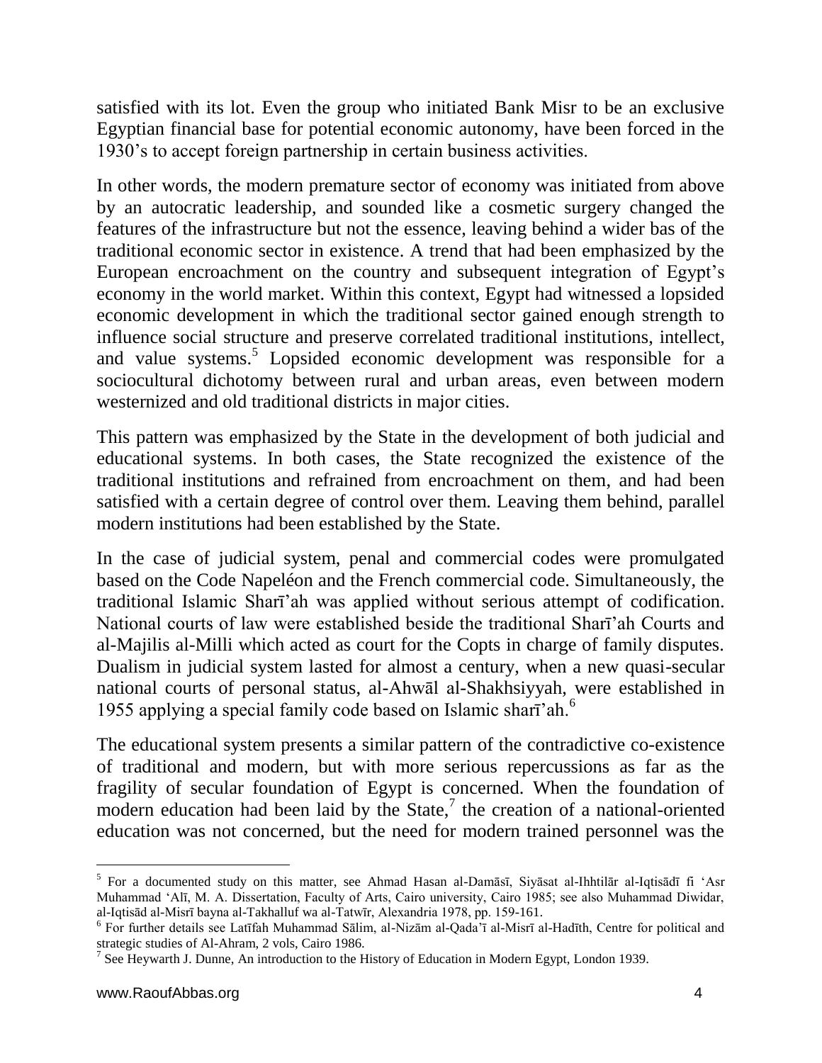satisfied with its lot. Even the group who initiated Bank Misr to be an exclusive Egyptian financial base for potential economic autonomy, have been forced in the 1930's to accept foreign partnership in certain business activities.

In other words, the modern premature sector of economy was initiated from above by an autocratic leadership, and sounded like a cosmetic surgery changed the features of the infrastructure but not the essence, leaving behind a wider bas of the traditional economic sector in existence. A trend that had been emphasized by the European encroachment on the country and subsequent integration of Egypt's economy in the world market. Within this context, Egypt had witnessed a lopsided economic development in which the traditional sector gained enough strength to influence social structure and preserve correlated traditional institutions, intellect, and value systems.[5] Lopsided economic development was responsible for a sociocultural dichotomy between rural and urban areas, even between modern westernized and old traditional districts in major cities.

This pattern was emphasized by the State in the development of both judicial and educational systems. In both cases, the State recognized the existence of the traditional institutions and refrained from encroachment on them, and had been satisfied with a certain degree of control over them. Leaving them behind, parallel modern institutions had been established by the State.

In the case of judicial system, penal and commercial codes were promulgated based on the Code Napeléon and the French commercial code. Simultaneously, the traditional Islamic Sharī'ah was applied without serious attempt of codification. National courts of law were established beside the traditional Sharī'ah Courts and al-Majilis al-Milli which acted as court for the Copts in charge of family disputes. Dualism in judicial system lasted for almost a century, when a new quasi-secular national courts of personal status, al-Ahwāl al-Shakhsiyyah, were established in 1955 applying a special family code based on Islamic sharī'ah.[6]

The educational system presents a similar pattern of the contradictive co-existence of traditional and modern, but with more serious repercussions as far as the fragility of secular foundation of Egypt is concerned. When the foundation of modern education had been laid by the State,[7] the creation of a national-oriented education was not concerned, but the need for modern trained personnel was the

---

[5] For a documented study on this matter, see Ahmad Hasan al-Damāsī, Siyāsat al-Ihhtilār al-Iqtisādī fī 'Asr Muhammad 'Alī, M. A. Dissertation, Faculty of Arts, Cairo university, Cairo 1985; see also Muhammad Diwidar, al-Iqtisād al-Misrī bayna al-Takhalluf wa al-Tatwīr, Alexandria 1978, pp. 159-161.

[6] For further details see Latīfah Muhammad Sālim, al-Nizām al-Qada'ī al-Misrī al-Hadīth, Centre for political and strategic studies of Al-Ahram, 2 vols, Cairo 1986.

[7] See Heywarth J. Dunne, An introduction to the History of Education in Modern Egypt, London 1939.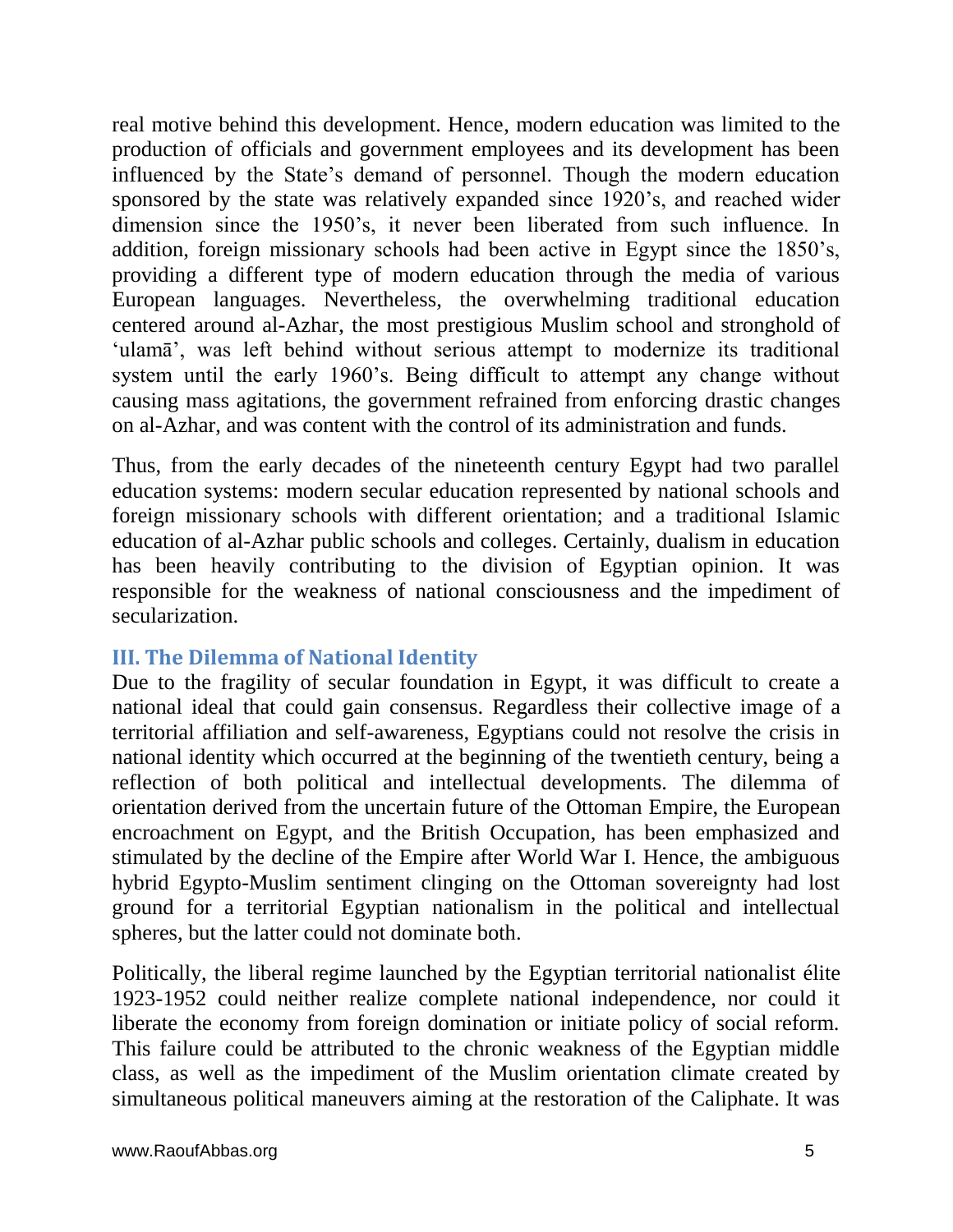real motive behind this development. Hence, modern education was limited to the production of officials and government employees and its development has been influenced by the State's demand of personnel. Though the modern education sponsored by the state was relatively expanded since 1920's, and reached wider dimension since the 1950's, it never been liberated from such influence. In addition, foreign missionary schools had been active in Egypt since the 1850's, providing a different type of modern education through the media of various European languages. Nevertheless, the overwhelming traditional education centered around al-Azhar, the most prestigious Muslim school and stronghold of 'ulamā', was left behind without serious attempt to modernize its traditional system until the early 1960's. Being difficult to attempt any change without causing mass agitations, the government refrained from enforcing drastic changes on al-Azhar, and was content with the control of its administration and funds.

Thus, from the early decades of the nineteenth century Egypt had two parallel education systems: modern secular education represented by national schools and foreign missionary schools with different orientation; and a traditional Islamic education of al-Azhar public schools and colleges. Certainly, dualism in education has been heavily contributing to the division of Egyptian opinion. It was responsible for the weakness of national consciousness and the impediment of secularization.

### III. The Dilemma of National Identity

Due to the fragility of secular foundation in Egypt, it was difficult to create a national ideal that could gain consensus. Regardless their collective image of a territorial affiliation and self-awareness, Egyptians could not resolve the crisis in national identity which occurred at the beginning of the twentieth century, being a reflection of both political and intellectual developments. The dilemma of orientation derived from the uncertain future of the Ottoman Empire, the European encroachment on Egypt, and the British Occupation, has been emphasized and stimulated by the decline of the Empire after World War I. Hence, the ambiguous hybrid Egypto-Muslim sentiment clinging on the Ottoman sovereignty had lost ground for a territorial Egyptian nationalism in the political and intellectual spheres, but the latter could not dominate both.

Politically, the liberal regime launched by the Egyptian territorial nationalist élite 1923-1952 could neither realize complete national independence, nor could it liberate the economy from foreign domination or initiate policy of social reform. This failure could be attributed to the chronic weakness of the Egyptian middle class, as well as the impediment of the Muslim orientation climate created by simultaneous political maneuvers aiming at the restoration of the Caliphate. It was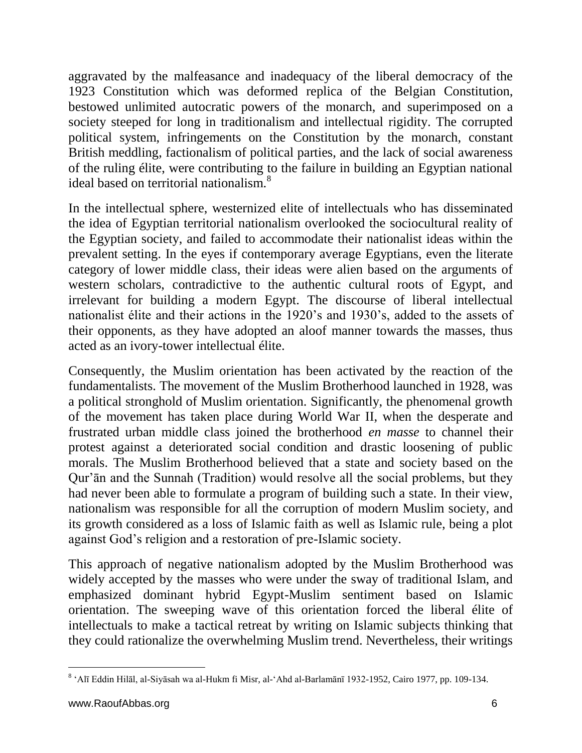aggravated by the malfeasance and inadequacy of the liberal democracy of the 1923 Constitution which was deformed replica of the Belgian Constitution, bestowed unlimited autocratic powers of the monarch, and superimposed on a society steeped for long in traditionalism and intellectual rigidity. The corrupted political system, infringements on the Constitution by the monarch, constant British meddling, factionalism of political parties, and the lack of social awareness of the ruling élite, were contributing to the failure in building an Egyptian national ideal based on territorial nationalism.[8]

In the intellectual sphere, westernized elite of intellectuals who has disseminated the idea of Egyptian territorial nationalism overlooked the sociocultural reality of the Egyptian society, and failed to accommodate their nationalist ideas within the prevalent setting. In the eyes if contemporary average Egyptians, even the literate category of lower middle class, their ideas were alien based on the arguments of western scholars, contradictive to the authentic cultural roots of Egypt, and irrelevant for building a modern Egypt. The discourse of liberal intellectual nationalist élite and their actions in the 1920's and 1930's, added to the assets of their opponents, as they have adopted an aloof manner towards the masses, thus acted as an ivory-tower intellectual élite.

Consequently, the Muslim orientation has been activated by the reaction of the fundamentalists. The movement of the Muslim Brotherhood launched in 1928, was a political stronghold of Muslim orientation. Significantly, the phenomenal growth of the movement has taken place during World War II, when the desperate and frustrated urban middle class joined the brotherhood *en masse* to channel their protest against a deteriorated social condition and drastic loosening of public morals. The Muslim Brotherhood believed that a state and society based on the Qur'ān and the Sunnah (Tradition) would resolve all the social problems, but they had never been able to formulate a program of building such a state. In their view, nationalism was responsible for all the corruption of modern Muslim society, and its growth considered as a loss of Islamic faith as well as Islamic rule, being a plot against God's religion and a restoration of pre-Islamic society.

This approach of negative nationalism adopted by the Muslim Brotherhood was widely accepted by the masses who were under the sway of traditional Islam, and emphasized dominant hybrid Egypt-Muslim sentiment based on Islamic orientation. The sweeping wave of this orientation forced the liberal élite of intellectuals to make a tactical retreat by writing on Islamic subjects thinking that they could rationalize the overwhelming Muslim trend. Nevertheless, their writings

---

[8] 'Alī Eddin Hilāl, al-Siyāsah wa al-Hukm fi Misr, al-'Ahd al-Barlamānī 1932-1952, Cairo 1977, pp. 109-134.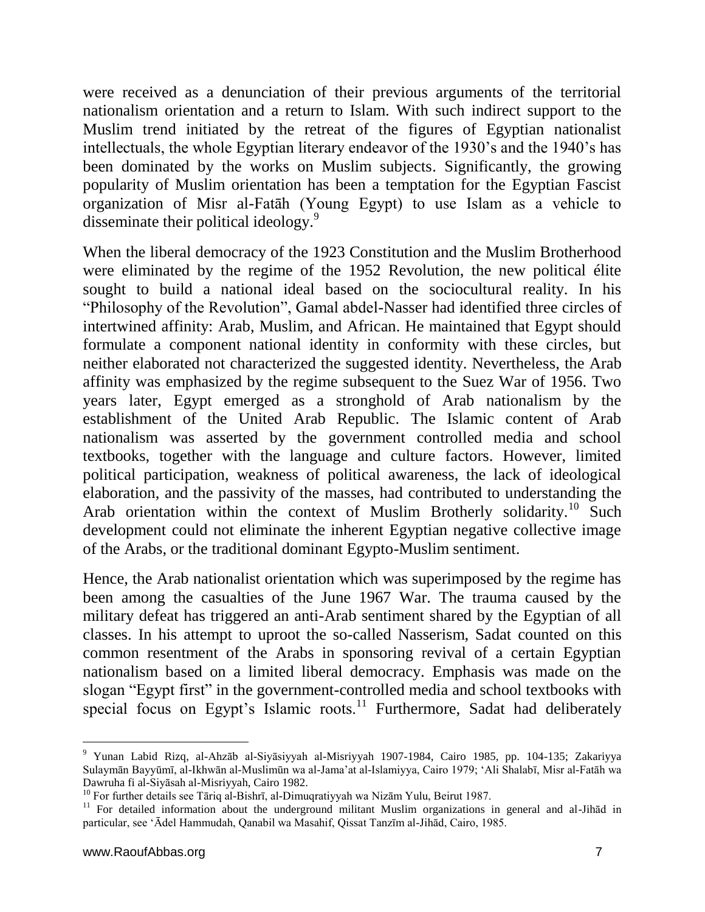were received as a denunciation of their previous arguments of the territorial nationalism orientation and a return to Islam. With such indirect support to the Muslim trend initiated by the retreat of the figures of Egyptian nationalist intellectuals, the whole Egyptian literary endeavor of the 1930's and the 1940's has been dominated by the works on Muslim subjects. Significantly, the growing popularity of Muslim orientation has been a temptation for the Egyptian Fascist organization of Misr al-Fatāh (Young Egypt) to use Islam as a vehicle to disseminate their political ideology.[9]

When the liberal democracy of the 1923 Constitution and the Muslim Brotherhood were eliminated by the regime of the 1952 Revolution, the new political élite sought to build a national ideal based on the sociocultural reality. In his "Philosophy of the Revolution", Gamal abdel-Nasser had identified three circles of intertwined affinity: Arab, Muslim, and African. He maintained that Egypt should formulate a component national identity in conformity with these circles, but neither elaborated not characterized the suggested identity. Nevertheless, the Arab affinity was emphasized by the regime subsequent to the Suez War of 1956. Two years later, Egypt emerged as a stronghold of Arab nationalism by the establishment of the United Arab Republic. The Islamic content of Arab nationalism was asserted by the government controlled media and school textbooks, together with the language and culture factors. However, limited political participation, weakness of political awareness, the lack of ideological elaboration, and the passivity of the masses, had contributed to understanding the Arab orientation within the context of Muslim Brotherly solidarity.[10] Such development could not eliminate the inherent Egyptian negative collective image of the Arabs, or the traditional dominant Egypto-Muslim sentiment.

Hence, the Arab nationalist orientation which was superimposed by the regime has been among the casualties of the June 1967 War. The trauma caused by the military defeat has triggered an anti-Arab sentiment shared by the Egyptian of all classes. In his attempt to uproot the so-called Nasserism, Sadat counted on this common resentment of the Arabs in sponsoring revival of a certain Egyptian nationalism based on a limited liberal democracy. Emphasis was made on the slogan "Egypt first" in the government-controlled media and school textbooks with special focus on Egypt's Islamic roots.[11] Furthermore, Sadat had deliberately

---

[9] Yunan Labid Rizq, al-Ahzāb al-Siyāsiyyah al-Misriyyah 1907-1984, Cairo 1985, pp. 104-135; Zakariyya Sulaymān Bayyūmī, al-Ikhwān al-Muslimūn wa al-Jama'at al-Islamiyya, Cairo 1979; 'Ali Shalabī, Misr al-Fatāh wa Dawruha fi al-Siyāsah al-Misriyyah, Cairo 1982.

[10] For further details see Tāriq al-Bishrī, al-Dimuqratiyyah wa Nizām Yulu, Beirut 1987.

[11] For detailed information about the underground militant Muslim organizations in general and al-Jihād in particular, see 'Ādel Hammudah, Qanabil wa Masahif, Qissat Tanzīm al-Jihād, Cairo, 1985.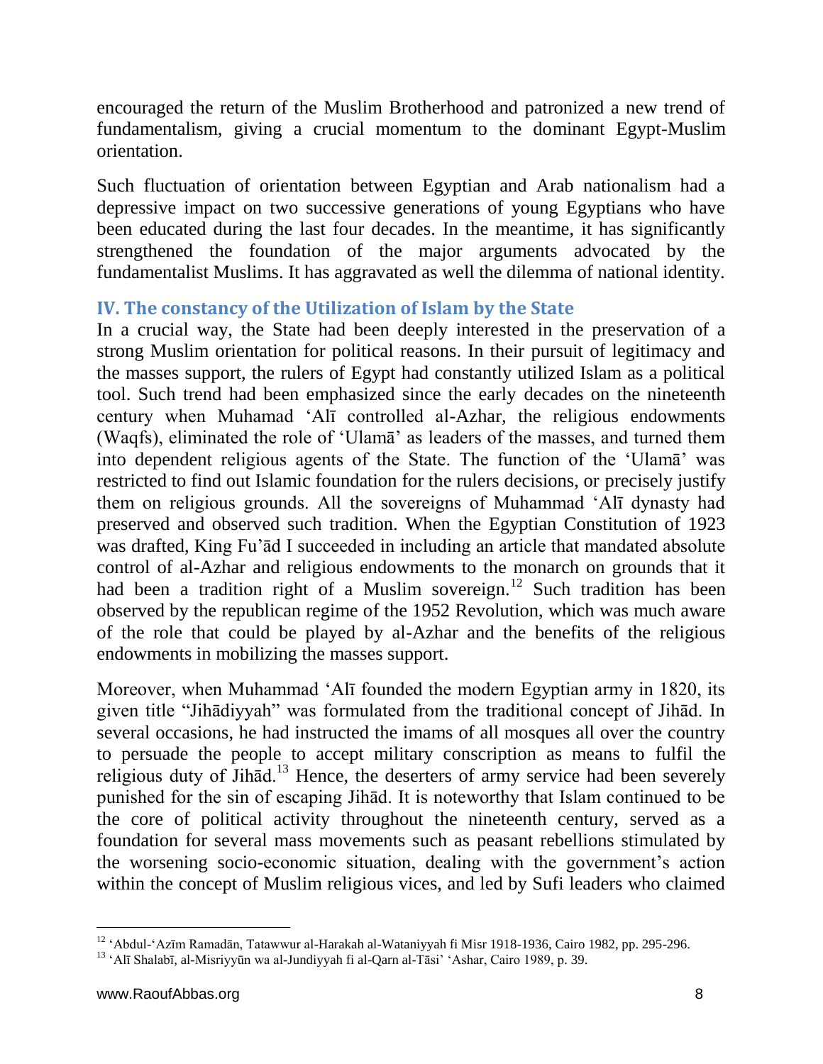encouraged the return of the Muslim Brotherhood and patronized a new trend of fundamentalism, giving a crucial momentum to the dominant Egypt-Muslim orientation.

Such fluctuation of orientation between Egyptian and Arab nationalism had a depressive impact on two successive generations of young Egyptians who have been educated during the last four decades. In the meantime, it has significantly strengthened the foundation of the major arguments advocated by the fundamentalist Muslims. It has aggravated as well the dilemma of national identity.

## IV. The constancy of the Utilization of Islam by the State

In a crucial way, the State had been deeply interested in the preservation of a strong Muslim orientation for political reasons. In their pursuit of legitimacy and the masses support, the rulers of Egypt had constantly utilized Islam as a political tool. Such trend had been emphasized since the early decades on the nineteenth century when Muhamad ʻAlī controlled al-Azhar, the religious endowments (Waqfs), eliminated the role of ʻUlamā' as leaders of the masses, and turned them into dependent religious agents of the State. The function of the ʻUlamā' was restricted to find out Islamic foundation for the rulers decisions, or precisely justify them on religious grounds. All the sovereigns of Muhammad ʻAlī dynasty had preserved and observed such tradition. When the Egyptian Constitution of 1923 was drafted, King Fu'ād I succeeded in including an article that mandated absolute control of al-Azhar and religious endowments to the monarch on grounds that it had been a tradition right of a Muslim sovereign.[12] Such tradition has been observed by the republican regime of the 1952 Revolution, which was much aware of the role that could be played by al-Azhar and the benefits of the religious endowments in mobilizing the masses support.

Moreover, when Muhammad ʻAlī founded the modern Egyptian army in 1820, its given title "Jihādiyyah" was formulated from the traditional concept of Jihād. In several occasions, he had instructed the imams of all mosques all over the country to persuade the people to accept military conscription as means to fulfil the religious duty of Jihād.[13] Hence, the deserters of army service had been severely punished for the sin of escaping Jihād. It is noteworthy that Islam continued to be the core of political activity throughout the nineteenth century, served as a foundation for several mass movements such as peasant rebellions stimulated by the worsening socio-economic situation, dealing with the government's action within the concept of Muslim religious vices, and led by Sufi leaders who claimed

---

[12] ʻAbdul-ʻAzīm Ramadān, Tatawwur al-Harakah al-Wataniyyah fi Misr 1918-1936, Cairo 1982, pp. 295-296.

[13] ʻAlī Shalabī, al-Misriyyūn wa al-Jundiyyah fi al-Qarn al-Tāsi' ʻAshar, Cairo 1989, p. 39.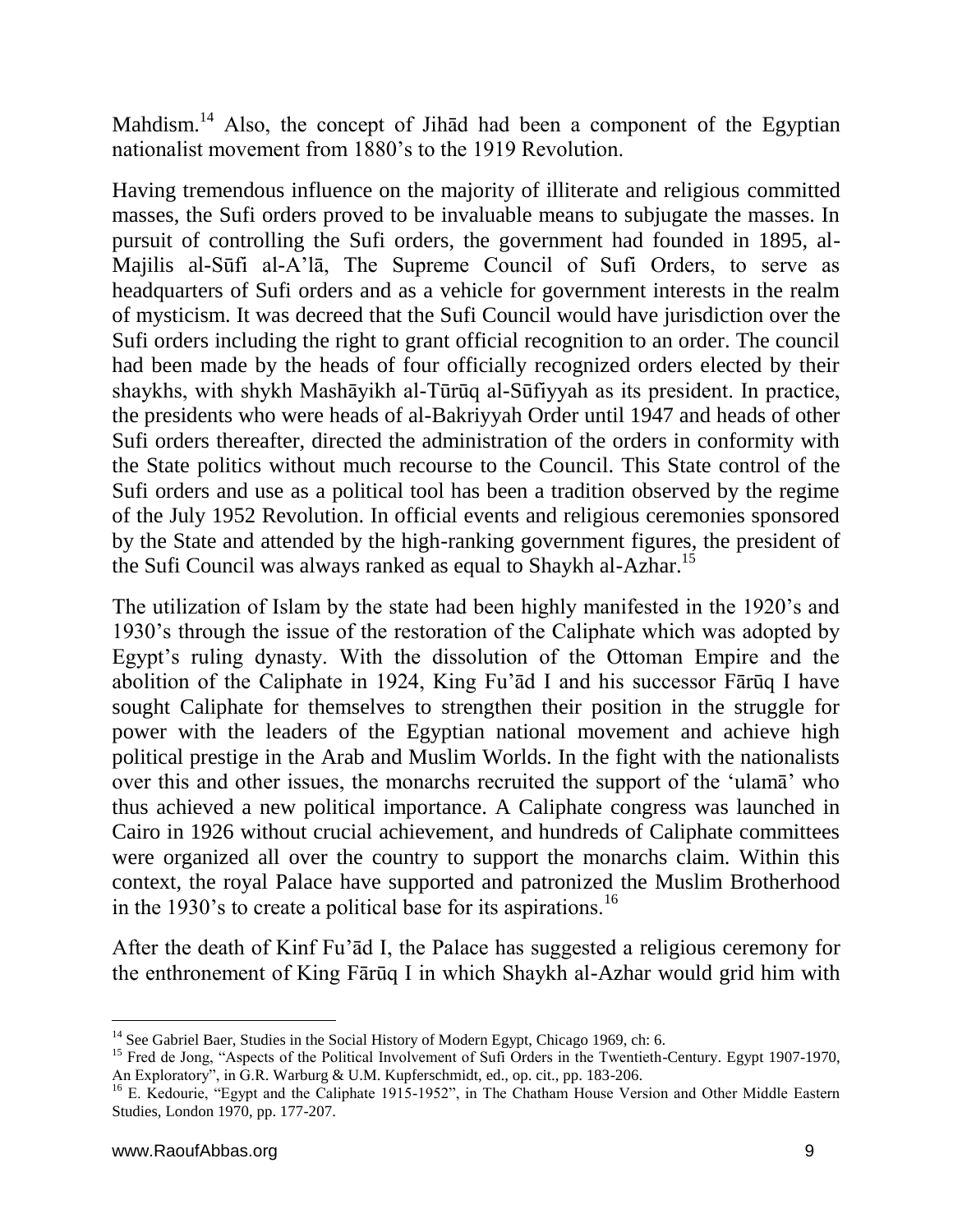Mahdism.[14] Also, the concept of Jihād had been a component of the Egyptian nationalist movement from 1880's to the 1919 Revolution.

Having tremendous influence on the majority of illiterate and religious committed masses, the Sufi orders proved to be invaluable means to subjugate the masses. In pursuit of controlling the Sufi orders, the government had founded in 1895, al-Majilis al-Sūfi al-A'lā, The Supreme Council of Sufi Orders, to serve as headquarters of Sufi orders and as a vehicle for government interests in the realm of mysticism. It was decreed that the Sufi Council would have jurisdiction over the Sufi orders including the right to grant official recognition to an order. The council had been made by the heads of four officially recognized orders elected by their shaykhs, with shykh Mashāyikh al-Tūrūq al-Sūfiyyah as its president. In practice, the presidents who were heads of al-Bakriyyah Order until 1947 and heads of other Sufi orders thereafter, directed the administration of the orders in conformity with the State politics without much recourse to the Council. This State control of the Sufi orders and use as a political tool has been a tradition observed by the regime of the July 1952 Revolution. In official events and religious ceremonies sponsored by the State and attended by the high-ranking government figures, the president of the Sufi Council was always ranked as equal to Shaykh al-Azhar.[15]

The utilization of Islam by the state had been highly manifested in the 1920's and 1930's through the issue of the restoration of the Caliphate which was adopted by Egypt's ruling dynasty. With the dissolution of the Ottoman Empire and the abolition of the Caliphate in 1924, King Fu'ād I and his successor Fārūq I have sought Caliphate for themselves to strengthen their position in the struggle for power with the leaders of the Egyptian national movement and achieve high political prestige in the Arab and Muslim Worlds. In the fight with the nationalists over this and other issues, the monarchs recruited the support of the 'ulamā' who thus achieved a new political importance. A Caliphate congress was launched in Cairo in 1926 without crucial achievement, and hundreds of Caliphate committees were organized all over the country to support the monarchs claim. Within this context, the royal Palace have supported and patronized the Muslim Brotherhood in the 1930's to create a political base for its aspirations.[16]

After the death of Kinf Fu'ād I, the Palace has suggested a religious ceremony for the enthronement of King Fārūq I in which Shaykh al-Azhar would grid him with

---

[14] See Gabriel Baer, Studies in the Social History of Modern Egypt, Chicago 1969, ch: 6.

[15] Fred de Jong, "Aspects of the Political Involvement of Sufi Orders in the Twentieth-Century. Egypt 1907-1970, An Exploratory", in G.R. Warburg & U.M. Kupferschmidt, ed., op. cit., pp. 183-206.

[16] E. Kedourie, "Egypt and the Caliphate 1915-1952", in The Chatham House Version and Other Middle Eastern Studies, London 1970, pp. 177-207.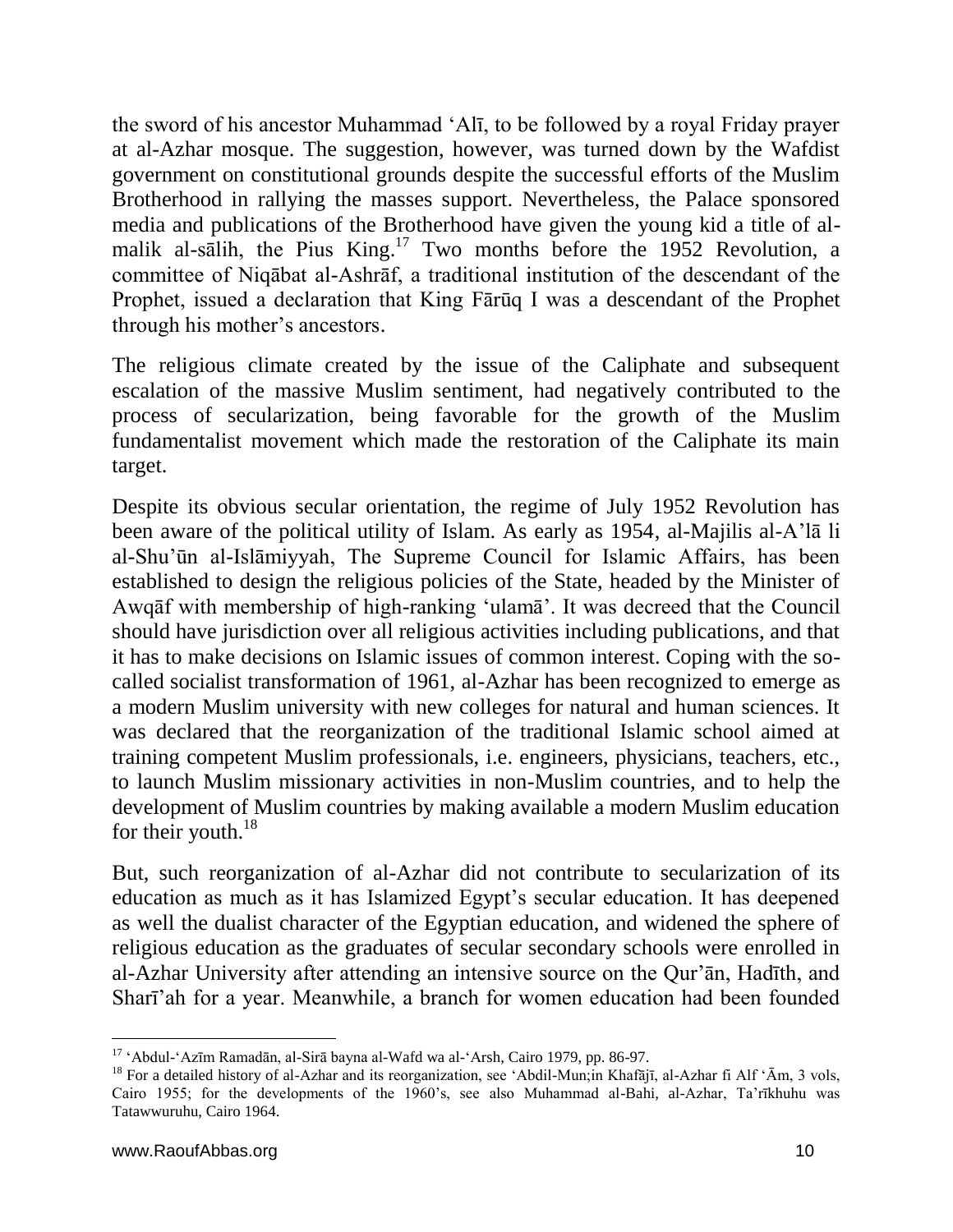the sword of his ancestor Muhammad ‘Alī, to be followed by a royal Friday prayer at al-Azhar mosque. The suggestion, however, was turned down by the Wafdist government on constitutional grounds despite the successful efforts of the Muslim Brotherhood in rallying the masses support. Nevertheless, the Palace sponsored media and publications of the Brotherhood have given the young kid a title of al-malik al-sālih, the Pius King.[17] Two months before the 1952 Revolution, a committee of Niqābat al-Ashrāf, a traditional institution of the descendant of the Prophet, issued a declaration that King Fārūq I was a descendant of the Prophet through his mother’s ancestors.

The religious climate created by the issue of the Caliphate and subsequent escalation of the massive Muslim sentiment, had negatively contributed to the process of secularization, being favorable for the growth of the Muslim fundamentalist movement which made the restoration of the Caliphate its main target.

Despite its obvious secular orientation, the regime of July 1952 Revolution has been aware of the political utility of Islam. As early as 1954, al-Majilis al-A’lā li al-Shu’ūn al-Islāmiyyah, The Supreme Council for Islamic Affairs, has been established to design the religious policies of the State, headed by the Minister of Awqāf with membership of high-ranking ‘ulamā’. It was decreed that the Council should have jurisdiction over all religious activities including publications, and that it has to make decisions on Islamic issues of common interest. Coping with the so-called socialist transformation of 1961, al-Azhar has been recognized to emerge as a modern Muslim university with new colleges for natural and human sciences. It was declared that the reorganization of the traditional Islamic school aimed at training competent Muslim professionals, i.e. engineers, physicians, teachers, etc., to launch Muslim missionary activities in non-Muslim countries, and to help the development of Muslim countries by making available a modern Muslim education for their youth.[18]

But, such reorganization of al-Azhar did not contribute to secularization of its education as much as it has Islamized Egypt’s secular education. It has deepened as well the dualist character of the Egyptian education, and widened the sphere of religious education as the graduates of secular secondary schools were enrolled in al-Azhar University after attending an intensive source on the Qur’ān, Hadīth, and Sharī’ah for a year. Meanwhile, a branch for women education had been founded

---

[17] ‘Abdul-‘Azīm Ramadān, al-Sirā bayna al-Wafd wa al-‘Arsh, Cairo 1979, pp. 86-97.

[18] For a detailed history of al-Azhar and its reorganization, see ‘Abdil-Mun;in Khafājī, al-Azhar fi Alf ‘Ām, 3 vols, Cairo 1955; for the developments of the 1960’s, see also Muhammad al-Bahi, al-Azhar, Ta’rīkhuhu was Tatawwuruhu, Cairo 1964.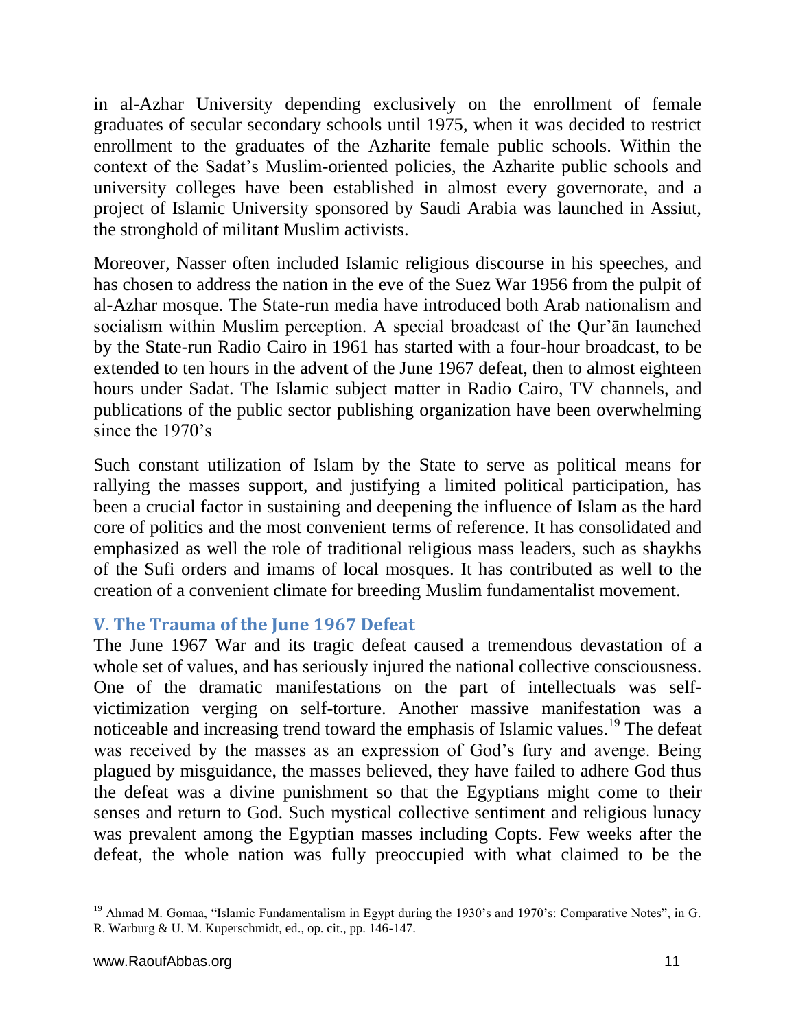in al-Azhar University depending exclusively on the enrollment of female graduates of secular secondary schools until 1975, when it was decided to restrict enrollment to the graduates of the Azharite female public schools. Within the context of the Sadat's Muslim-oriented policies, the Azharite public schools and university colleges have been established in almost every governorate, and a project of Islamic University sponsored by Saudi Arabia was launched in Assiut, the stronghold of militant Muslim activists.

Moreover, Nasser often included Islamic religious discourse in his speeches, and has chosen to address the nation in the eve of the Suez War 1956 from the pulpit of al-Azhar mosque. The State-run media have introduced both Arab nationalism and socialism within Muslim perception. A special broadcast of the Qur'ān launched by the State-run Radio Cairo in 1961 has started with a four-hour broadcast, to be extended to ten hours in the advent of the June 1967 defeat, then to almost eighteen hours under Sadat. The Islamic subject matter in Radio Cairo, TV channels, and publications of the public sector publishing organization have been overwhelming since the 1970's

Such constant utilization of Islam by the State to serve as political means for rallying the masses support, and justifying a limited political participation, has been a crucial factor in sustaining and deepening the influence of Islam as the hard core of politics and the most convenient terms of reference. It has consolidated and emphasized as well the role of traditional religious mass leaders, such as shaykhs of the Sufi orders and imams of local mosques. It has contributed as well to the creation of a convenient climate for breeding Muslim fundamentalist movement.

## V. The Trauma of the June 1967 Defeat

The June 1967 War and its tragic defeat caused a tremendous devastation of a whole set of values, and has seriously injured the national collective consciousness. One of the dramatic manifestations on the part of intellectuals was self-victimization verging on self-torture. Another massive manifestation was a noticeable and increasing trend toward the emphasis of Islamic values.[19] The defeat was received by the masses as an expression of God's fury and avenge. Being plagued by misguidance, the masses believed, they have failed to adhere God thus the defeat was a divine punishment so that the Egyptians might come to their senses and return to God. Such mystical collective sentiment and religious lunacy was prevalent among the Egyptian masses including Copts. Few weeks after the defeat, the whole nation was fully preoccupied with what claimed to be the

---

[19] Ahmad M. Gomaa, "Islamic Fundamentalism in Egypt during the 1930's and 1970's: Comparative Notes", in G. R. Warburg & U. M. Kuperschmidt, ed., op. cit., pp. 146-147.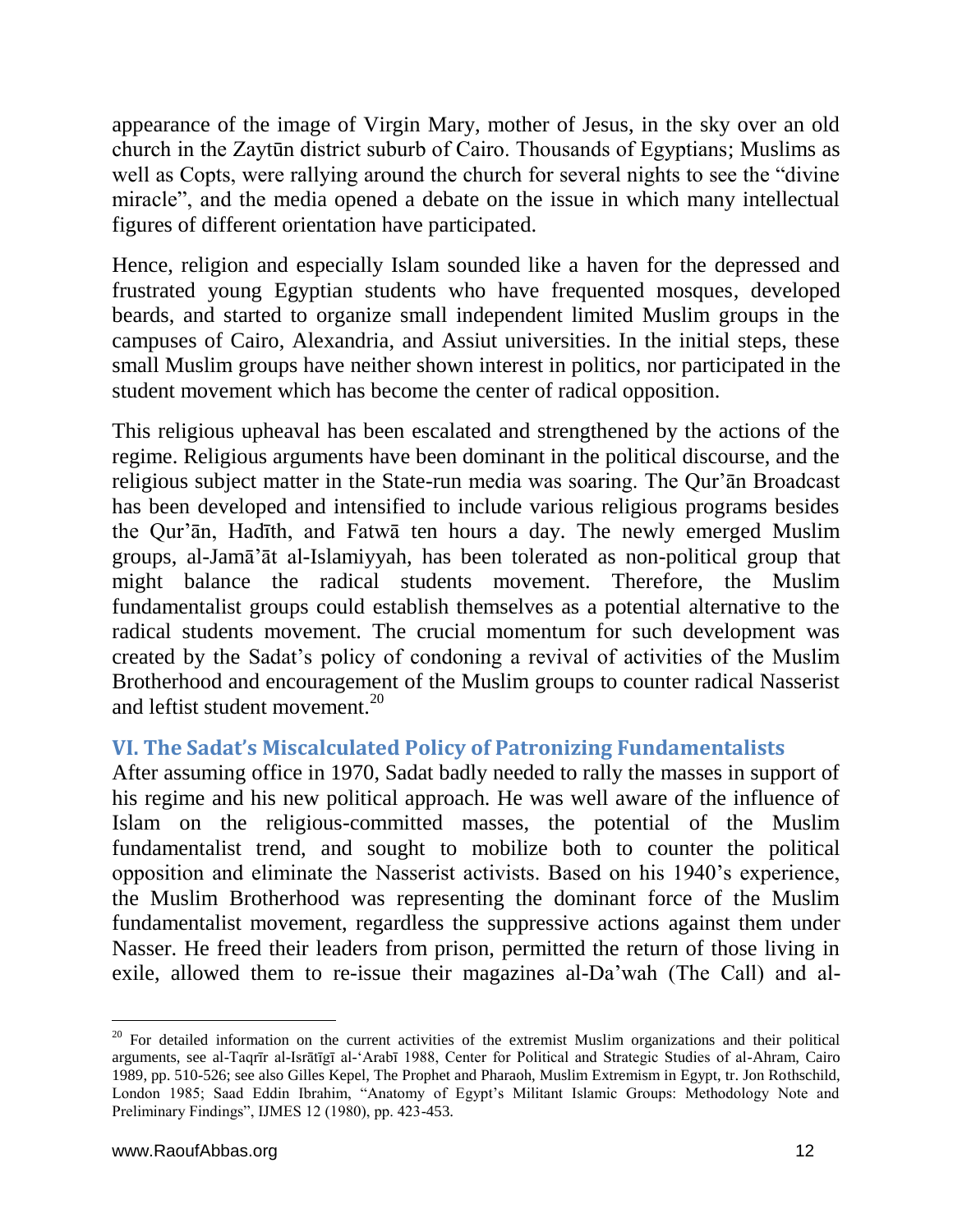appearance of the image of Virgin Mary, mother of Jesus, in the sky over an old church in the Zaytūn district suburb of Cairo. Thousands of Egyptians; Muslims as well as Copts, were rallying around the church for several nights to see the "divine miracle", and the media opened a debate on the issue in which many intellectual figures of different orientation have participated.

Hence, religion and especially Islam sounded like a haven for the depressed and frustrated young Egyptian students who have frequented mosques, developed beards, and started to organize small independent limited Muslim groups in the campuses of Cairo, Alexandria, and Assiut universities. In the initial steps, these small Muslim groups have neither shown interest in politics, nor participated in the student movement which has become the center of radical opposition.

This religious upheaval has been escalated and strengthened by the actions of the regime. Religious arguments have been dominant in the political discourse, and the religious subject matter in the State-run media was soaring. The Qur'ān Broadcast has been developed and intensified to include various religious programs besides the Qur'ān, Hadīth, and Fatwā ten hours a day. The newly emerged Muslim groups, al-Jamā'āt al-Islamiyyah, has been tolerated as non-political group that might balance the radical students movement. Therefore, the Muslim fundamentalist groups could establish themselves as a potential alternative to the radical students movement. The crucial momentum for such development was created by the Sadat's policy of condoning a revival of activities of the Muslim Brotherhood and encouragement of the Muslim groups to counter radical Nasserist and leftist student movement.[20]

## VI. The Sadat's Miscalculated Policy of Patronizing Fundamentalists

After assuming office in 1970, Sadat badly needed to rally the masses in support of his regime and his new political approach. He was well aware of the influence of Islam on the religious-committed masses, the potential of the Muslim fundamentalist trend, and sought to mobilize both to counter the political opposition and eliminate the Nasserist activists. Based on his 1940's experience, the Muslim Brotherhood was representing the dominant force of the Muslim fundamentalist movement, regardless the suppressive actions against them under Nasser. He freed their leaders from prison, permitted the return of those living in exile, allowed them to re-issue their magazines al-Da'wah (The Call) and al-

---

[20] For detailed information on the current activities of the extremist Muslim organizations and their political arguments, see al-Taqrīr al-Isrātīgī al-'Arabī 1988, Center for Political and Strategic Studies of al-Ahram, Cairo 1989, pp. 510-526; see also Gilles Kepel, The Prophet and Pharaoh, Muslim Extremism in Egypt, tr. Jon Rothschild, London 1985; Saad Eddin Ibrahim, "Anatomy of Egypt's Militant Islamic Groups: Methodology Note and Preliminary Findings", IJMES 12 (1980), pp. 423-453.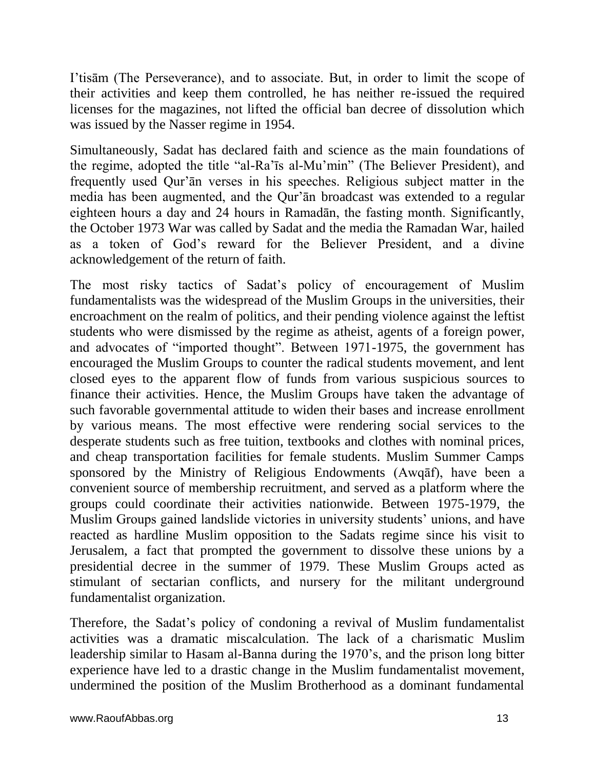I'tisām (The Perseverance), and to associate. But, in order to limit the scope of their activities and keep them controlled, he has neither re-issued the required licenses for the magazines, not lifted the official ban decree of dissolution which was issued by the Nasser regime in 1954.

Simultaneously, Sadat has declared faith and science as the main foundations of the regime, adopted the title "al-Ra'īs al-Mu'min" (The Believer President), and frequently used Qur'ān verses in his speeches. Religious subject matter in the media has been augmented, and the Qur'ān broadcast was extended to a regular eighteen hours a day and 24 hours in Ramadān, the fasting month. Significantly, the October 1973 War was called by Sadat and the media the Ramadan War, hailed as a token of God's reward for the Believer President, and a divine acknowledgement of the return of faith.

The most risky tactics of Sadat's policy of encouragement of Muslim fundamentalists was the widespread of the Muslim Groups in the universities, their encroachment on the realm of politics, and their pending violence against the leftist students who were dismissed by the regime as atheist, agents of a foreign power, and advocates of "imported thought". Between 1971-1975, the government has encouraged the Muslim Groups to counter the radical students movement, and lent closed eyes to the apparent flow of funds from various suspicious sources to finance their activities. Hence, the Muslim Groups have taken the advantage of such favorable governmental attitude to widen their bases and increase enrollment by various means. The most effective were rendering social services to the desperate students such as free tuition, textbooks and clothes with nominal prices, and cheap transportation facilities for female students. Muslim Summer Camps sponsored by the Ministry of Religious Endowments (Awqāf), have been a convenient source of membership recruitment, and served as a platform where the groups could coordinate their activities nationwide. Between 1975-1979, the Muslim Groups gained landslide victories in university students' unions, and have reacted as hardline Muslim opposition to the Sadats regime since his visit to Jerusalem, a fact that prompted the government to dissolve these unions by a presidential decree in the summer of 1979. These Muslim Groups acted as stimulant of sectarian conflicts, and nursery for the militant underground fundamentalist organization.

Therefore, the Sadat's policy of condoning a revival of Muslim fundamentalist activities was a dramatic miscalculation. The lack of a charismatic Muslim leadership similar to Hasam al-Banna during the 1970's, and the prison long bitter experience have led to a drastic change in the Muslim fundamentalist movement, undermined the position of the Muslim Brotherhood as a dominant fundamental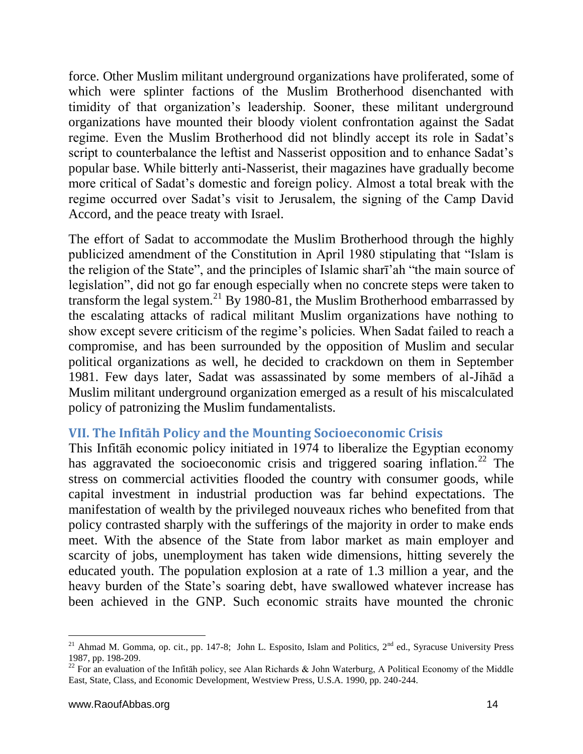force. Other Muslim militant underground organizations have proliferated, some of which were splinter factions of the Muslim Brotherhood disenchanted with timidity of that organization's leadership. Sooner, these militant underground organizations have mounted their bloody violent confrontation against the Sadat regime. Even the Muslim Brotherhood did not blindly accept its role in Sadat's script to counterbalance the leftist and Nasserist opposition and to enhance Sadat's popular base. While bitterly anti-Nasserist, their magazines have gradually become more critical of Sadat's domestic and foreign policy. Almost a total break with the regime occurred over Sadat's visit to Jerusalem, the signing of the Camp David Accord, and the peace treaty with Israel.

The effort of Sadat to accommodate the Muslim Brotherhood through the highly publicized amendment of the Constitution in April 1980 stipulating that "Islam is the religion of the State", and the principles of Islamic sharī'ah "the main source of legislation", did not go far enough especially when no concrete steps were taken to transform the legal system.[21] By 1980-81, the Muslim Brotherhood embarrassed by the escalating attacks of radical militant Muslim organizations have nothing to show except severe criticism of the regime's policies. When Sadat failed to reach a compromise, and has been surrounded by the opposition of Muslim and secular political organizations as well, he decided to crackdown on them in September 1981. Few days later, Sadat was assassinated by some members of al-Jihād a Muslim militant underground organization emerged as a result of his miscalculated policy of patronizing the Muslim fundamentalists.

## VII. The Infitāh Policy and the Mounting Socioeconomic Crisis

This Infitāh economic policy initiated in 1974 to liberalize the Egyptian economy has aggravated the socioeconomic crisis and triggered soaring inflation.[22] The stress on commercial activities flooded the country with consumer goods, while capital investment in industrial production was far behind expectations. The manifestation of wealth by the privileged nouveaux riches who benefited from that policy contrasted sharply with the sufferings of the majority in order to make ends meet. With the absence of the State from labor market as main employer and scarcity of jobs, unemployment has taken wide dimensions, hitting severely the educated youth. The population explosion at a rate of 1.3 million a year, and the heavy burden of the State's soaring debt, have swallowed whatever increase has been achieved in the GNP. Such economic straits have mounted the chronic

---

[21] Ahmad M. Gomma, op. cit., pp. 147-8; John L. Esposito, Islam and Politics, 2nd ed., Syracuse University Press 1987, pp. 198-209.

[22] For an evaluation of the Infitāh policy, see Alan Richards & John Waterburg, A Political Economy of the Middle East, State, Class, and Economic Development, Westview Press, U.S.A. 1990, pp. 240-244.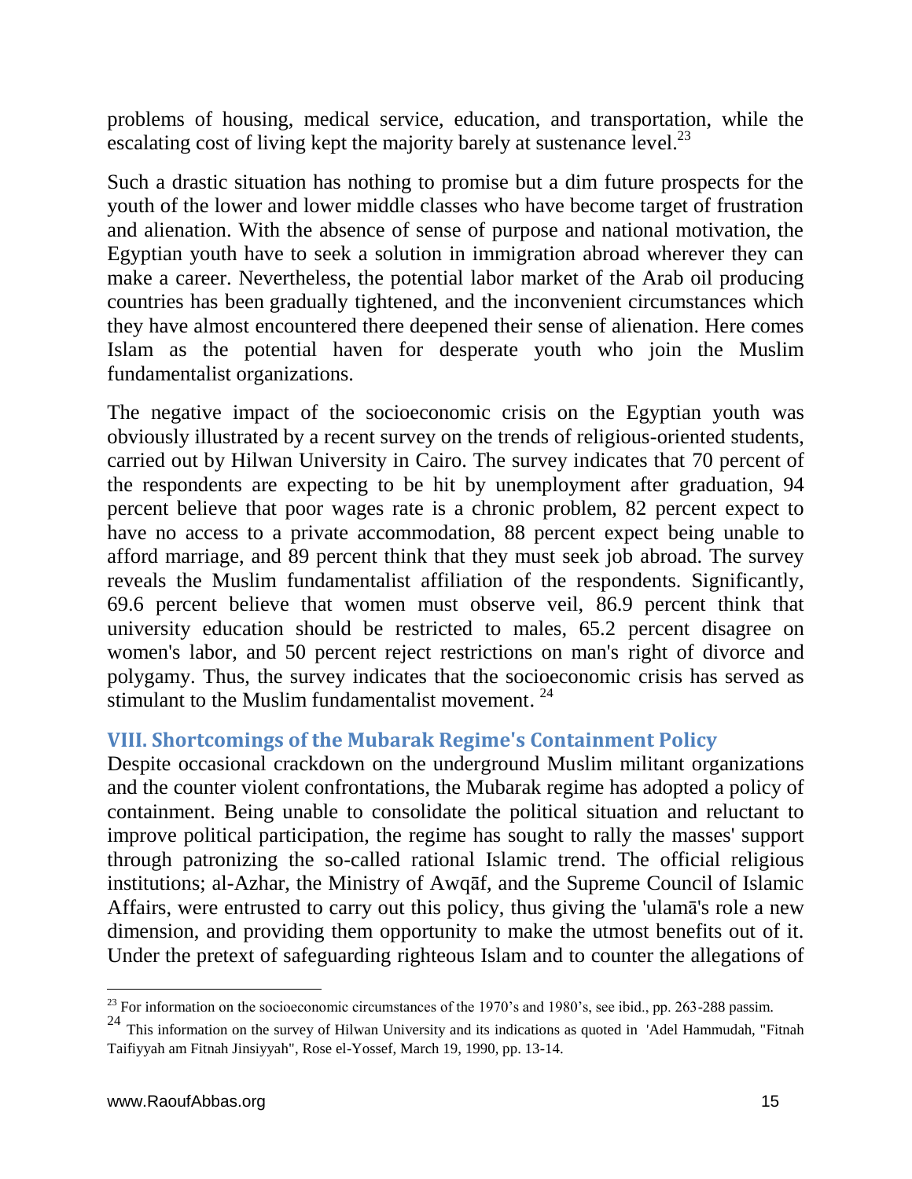problems of housing, medical service, education, and transportation, while the escalating cost of living kept the majority barely at sustenance level.[23]

Such a drastic situation has nothing to promise but a dim future prospects for the youth of the lower and lower middle classes who have become target of frustration and alienation. With the absence of sense of purpose and national motivation, the Egyptian youth have to seek a solution in immigration abroad wherever they can make a career. Nevertheless, the potential labor market of the Arab oil producing countries has been gradually tightened, and the inconvenient circumstances which they have almost encountered there deepened their sense of alienation. Here comes Islam as the potential haven for desperate youth who join the Muslim fundamentalist organizations.

The negative impact of the socioeconomic crisis on the Egyptian youth was obviously illustrated by a recent survey on the trends of religious-oriented students, carried out by Hilwan University in Cairo. The survey indicates that 70 percent of the respondents are expecting to be hit by unemployment after graduation, 94 percent believe that poor wages rate is a chronic problem, 82 percent expect to have no access to a private accommodation, 88 percent expect being unable to afford marriage, and 89 percent think that they must seek job abroad. The survey reveals the Muslim fundamentalist affiliation of the respondents. Significantly, 69.6 percent believe that women must observe veil, 86.9 percent think that university education should be restricted to males, 65.2 percent disagree on women's labor, and 50 percent reject restrictions on man's right of divorce and polygamy. Thus, the survey indicates that the socioeconomic crisis has served as stimulant to the Muslim fundamentalist movement.[24]

## VIII. Shortcomings of the Mubarak Regime's Containment Policy

Despite occasional crackdown on the underground Muslim militant organizations and the counter violent confrontations, the Mubarak regime has adopted a policy of containment. Being unable to consolidate the political situation and reluctant to improve political participation, the regime has sought to rally the masses' support through patronizing the so-called rational Islamic trend. The official religious institutions; al-Azhar, the Ministry of Awqāf, and the Supreme Council of Islamic Affairs, were entrusted to carry out this policy, thus giving the 'ulamā's role a new dimension, and providing them opportunity to make the utmost benefits out of it. Under the pretext of safeguarding righteous Islam and to counter the allegations of

---

[23] For information on the socioeconomic circumstances of the 1970's and 1980's, see ibid., pp. 263-288 passim.

[24] This information on the survey of Hilwan University and its indications as quoted in 'Adel Hammudah, "Fitnah Taifiyyah am Fitnah Jinsiyyah", Rose el-Yossef, March 19, 1990, pp. 13-14.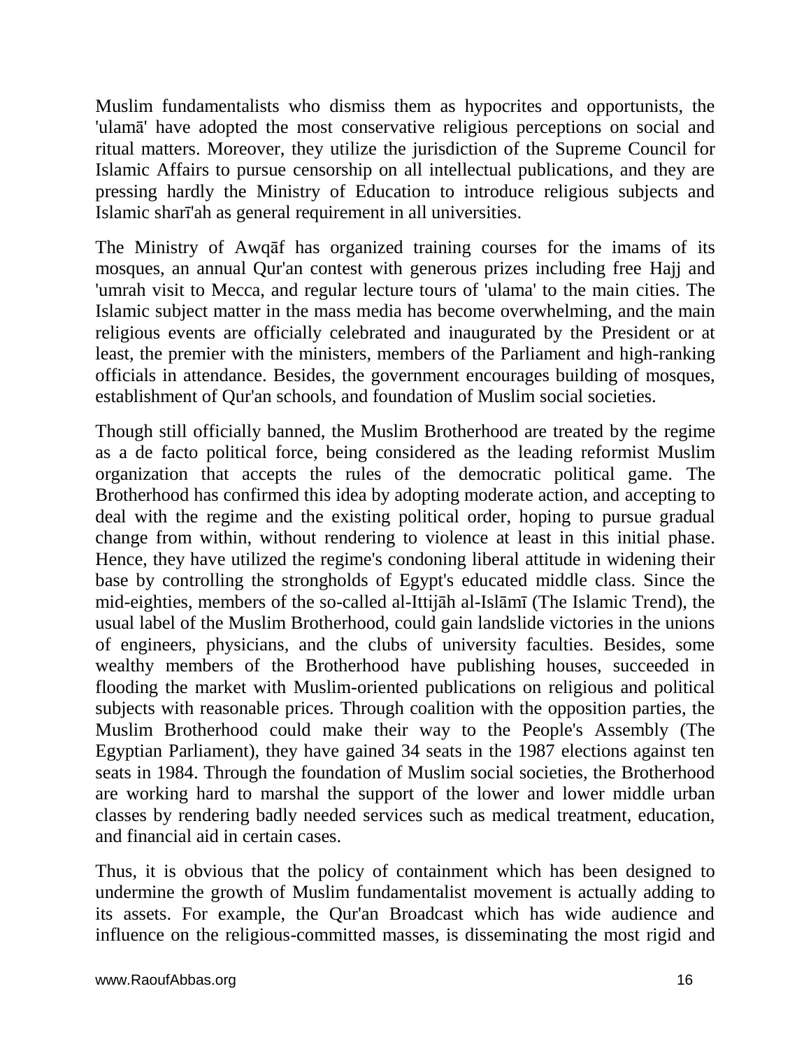Muslim fundamentalists who dismiss them as hypocrites and opportunists, the 'ulamā' have adopted the most conservative religious perceptions on social and ritual matters. Moreover, they utilize the jurisdiction of the Supreme Council for Islamic Affairs to pursue censorship on all intellectual publications, and they are pressing hardly the Ministry of Education to introduce religious subjects and Islamic sharī'ah as general requirement in all universities.

The Ministry of Awqāf has organized training courses for the imams of its mosques, an annual Qur'an contest with generous prizes including free Hajj and 'umrah visit to Mecca, and regular lecture tours of 'ulama' to the main cities. The Islamic subject matter in the mass media has become overwhelming, and the main religious events are officially celebrated and inaugurated by the President or at least, the premier with the ministers, members of the Parliament and high-ranking officials in attendance. Besides, the government encourages building of mosques, establishment of Qur'an schools, and foundation of Muslim social societies.

Though still officially banned, the Muslim Brotherhood are treated by the regime as a de facto political force, being considered as the leading reformist Muslim organization that accepts the rules of the democratic political game. The Brotherhood has confirmed this idea by adopting moderate action, and accepting to deal with the regime and the existing political order, hoping to pursue gradual change from within, without rendering to violence at least in this initial phase. Hence, they have utilized the regime's condoning liberal attitude in widening their base by controlling the strongholds of Egypt's educated middle class. Since the mid-eighties, members of the so-called al-Ittijāh al-Islāmī (The Islamic Trend), the usual label of the Muslim Brotherhood, could gain landslide victories in the unions of engineers, physicians, and the clubs of university faculties. Besides, some wealthy members of the Brotherhood have publishing houses, succeeded in flooding the market with Muslim-oriented publications on religious and political subjects with reasonable prices. Through coalition with the opposition parties, the Muslim Brotherhood could make their way to the People's Assembly (The Egyptian Parliament), they have gained 34 seats in the 1987 elections against ten seats in 1984. Through the foundation of Muslim social societies, the Brotherhood are working hard to marshal the support of the lower and lower middle urban classes by rendering badly needed services such as medical treatment, education, and financial aid in certain cases.

Thus, it is obvious that the policy of containment which has been designed to undermine the growth of Muslim fundamentalist movement is actually adding to its assets. For example, the Qur'an Broadcast which has wide audience and influence on the religious-committed masses, is disseminating the most rigid and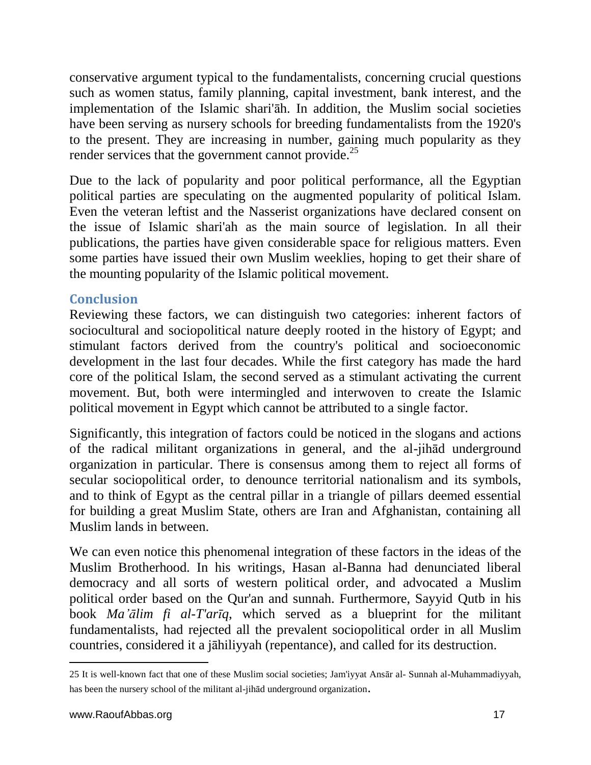conservative argument typical to the fundamentalists, concerning crucial questions such as women status, family planning, capital investment, bank interest, and the implementation of the Islamic shari'āh. In addition, the Muslim social societies have been serving as nursery schools for breeding fundamentalists from the 1920's to the present. They are increasing in number, gaining much popularity as they render services that the government cannot provide.[25]

Due to the lack of popularity and poor political performance, all the Egyptian political parties are speculating on the augmented popularity of political Islam. Even the veteran leftist and the Nasserist organizations have declared consent on the issue of Islamic shari'ah as the main source of legislation. In all their publications, the parties have given considerable space for religious matters. Even some parties have issued their own Muslim weeklies, hoping to get their share of the mounting popularity of the Islamic political movement.

## Conclusion

Reviewing these factors, we can distinguish two categories: inherent factors of sociocultural and sociopolitical nature deeply rooted in the history of Egypt; and stimulant factors derived from the country's political and socioeconomic development in the last four decades. While the first category has made the hard core of the political Islam, the second served as a stimulant activating the current movement. But, both were intermingled and interwoven to create the Islamic political movement in Egypt which cannot be attributed to a single factor.

Significantly, this integration of factors could be noticed in the slogans and actions of the radical militant organizations in general, and the al-jihād underground organization in particular. There is consensus among them to reject all forms of secular sociopolitical order, to denounce territorial nationalism and its symbols, and to think of Egypt as the central pillar in a triangle of pillars deemed essential for building a great Muslim State, others are Iran and Afghanistan, containing all Muslim lands in between.

We can even notice this phenomenal integration of these factors in the ideas of the Muslim Brotherhood. In his writings, Hasan al-Banna had denunciated liberal democracy and all sorts of western political order, and advocated a Muslim political order based on the Qur'an and sunnah. Furthermore, Sayyid Qutb in his book *Ma'ālim fi al-T'arīq*, which served as a blueprint for the militant fundamentalists, had rejected all the prevalent sociopolitical order in all Muslim countries, considered it a jāhiliyyah (repentance), and called for its destruction.

---

25 It is well-known fact that one of these Muslim social societies; Jam'iyyat Ansār al- Sunnah al-Muhammadiyyah, has been the nursery school of the militant al-jihād underground organization.